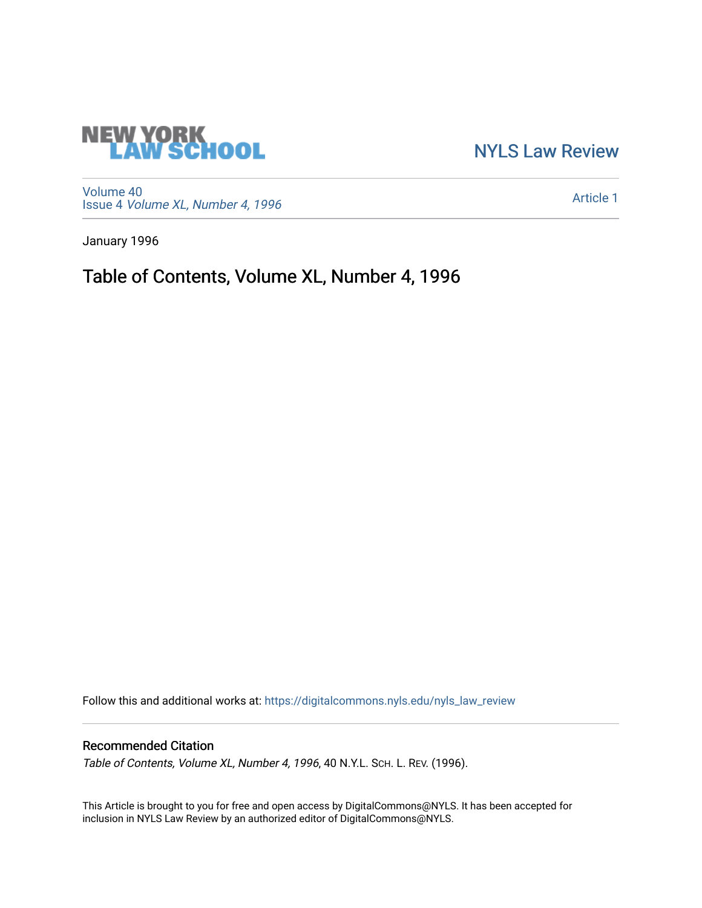NEW YORK LAW SCHOOL

NYLS Law Review

Volume 40
Issue 4 *Volume XL, Number 4, 1996*

Article 1

January 1996

# Table of Contents, Volume XL, Number 4, 1996

Follow this and additional works at: https://digitalcommons.nyls.edu/nyls_law_review

## Recommended Citation

*Table of Contents, Volume XL, Number 4, 1996*, 40 N.Y.L. SCH. L. REV. (1996).

This Article is brought to you for free and open access by DigitalCommons@NYLS. It has been accepted for inclusion in NYLS Law Review by an authorized editor of DigitalCommons@NYLS.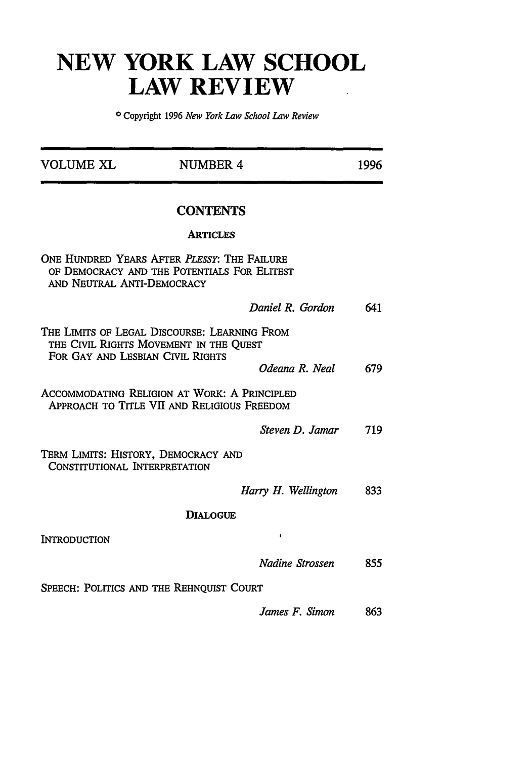# NEW YORK LAW SCHOOL LAW REVIEW

© Copyright 1996 *New York Law School Law Review*

VOLUME XL NUMBER 4 1996

## CONTENTS

### ARTICLES

ONE HUNDRED YEARS AFTER *PLESSY*: THE FAILURE OF DEMOCRACY AND THE POTENTIALS FOR ELITEST AND NEUTRAL ANTI-DEMOCRACY

*Daniel R. Gordon* 641

THE LIMITS OF LEGAL DISCOURSE: LEARNING FROM THE CIVIL RIGHTS MOVEMENT IN THE QUEST FOR GAY AND LESBIAN CIVIL RIGHTS

*Odeana R. Neal* 679

ACCOMMODATING RELIGION AT WORK: A PRINCIPLED APPROACH TO TITLE VII AND RELIGIOUS FREEDOM

*Steven D. Jamar* 719

TERM LIMITS: HISTORY, DEMOCRACY AND CONSTITUTIONAL INTERPRETATION

*Harry H. Wellington* 833

### DIALOGUE

INTRODUCTION

*Nadine Strossen* 855

SPEECH: POLITICS AND THE REHNQUIST COURT

*James F. Simon* 863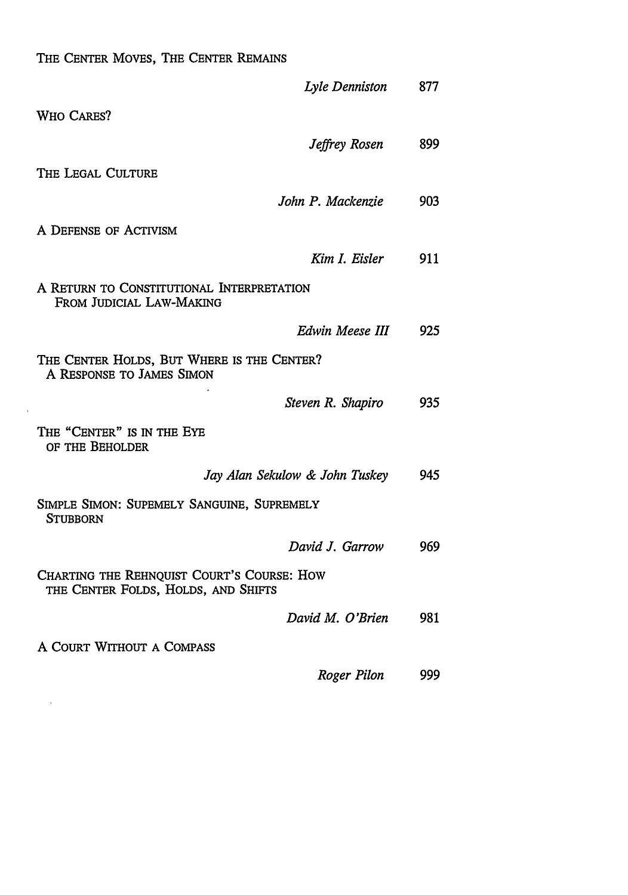THE CENTER MOVES, THE CENTER REMAINS

*Lyle Denniston* 877

WHO CARES?

*Jeffrey Rosen* 899

THE LEGAL CULTURE

*John P. Mackenzie* 903

A DEFENSE OF ACTIVISM

*Kim I. Eisler* 911

A RETURN TO CONSTITUTIONAL INTERPRETATION FROM JUDICIAL LAW-MAKING

*Edwin Meese III* 925

THE CENTER HOLDS, BUT WHERE IS THE CENTER? A RESPONSE TO JAMES SIMON

*Steven R. Shapiro* 935

THE "CENTER" IS IN THE EYE OF THE BEHOLDER

*Jay Alan Sekulow & John Tuskey* 945

SIMPLE SIMON: SUPEMELY SANGUINE, SUPREMELY STUBBORN

*David J. Garrow* 969

CHARTING THE REHNQUIST COURT'S COURSE: HOW THE CENTER FOLDS, HOLDS, AND SHIFTS

*David M. O'Brien* 981

A COURT WITHOUT A COMPASS

*Roger Pilon* 999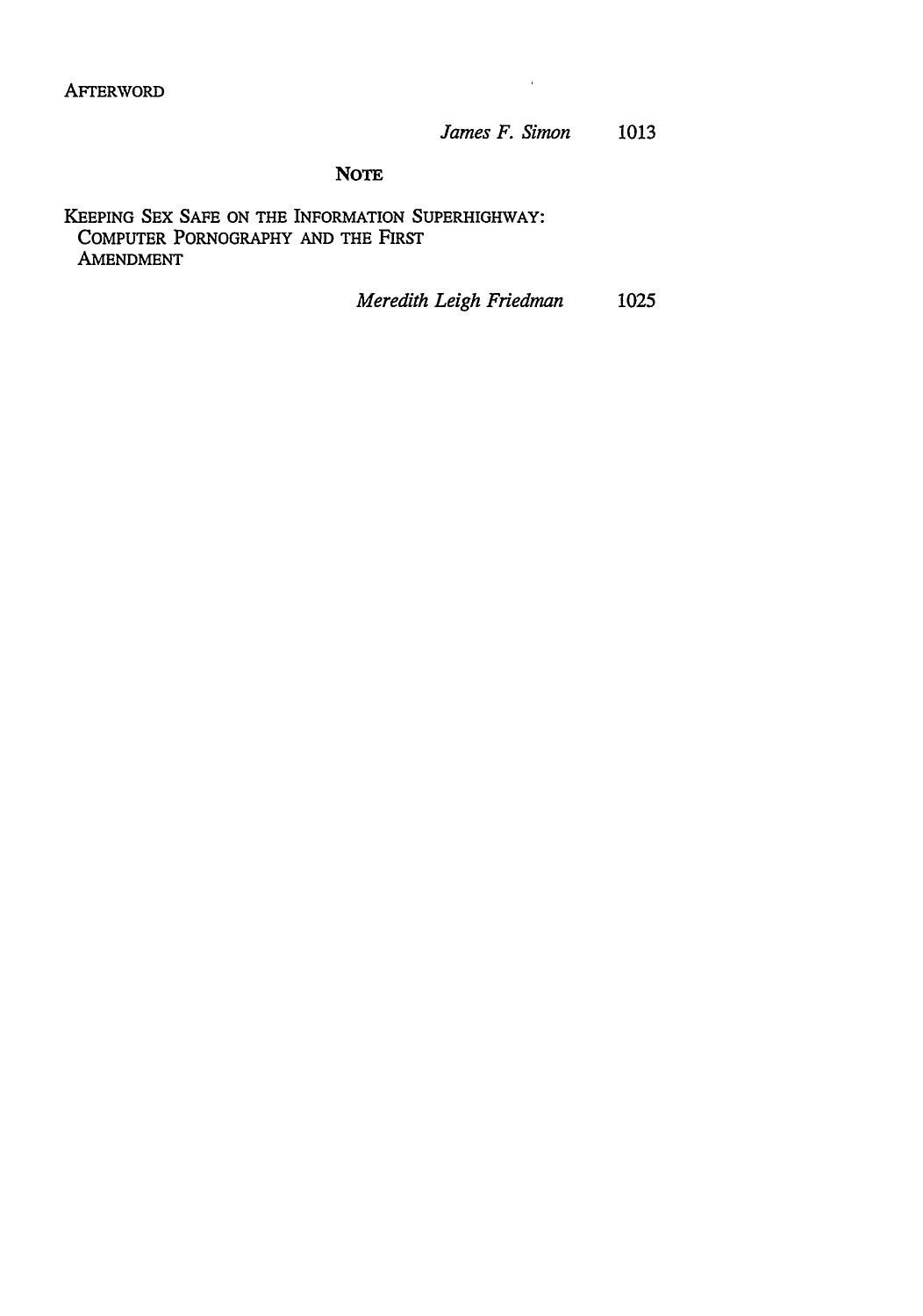AFTERWORD

*James F. Simon* 1013

**NOTE**

KEEPING SEX SAFE ON THE INFORMATION SUPERHIGHWAY: COMPUTER PORNOGRAPHY AND THE FIRST AMENDMENT

*Meredith Leigh Friedman* 1025